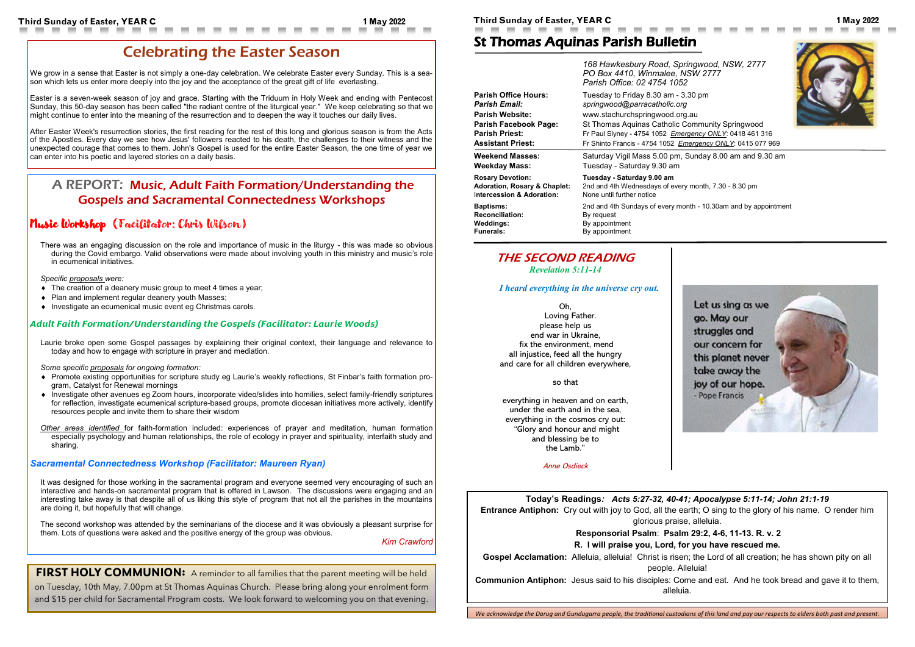# Celebrating the Easter Season

We grow in a sense that Easter is not simply a one-day celebration. We celebrate Easter every Sunday. This is a season which lets us enter more deeply into the joy and the acceptance of the great gift of life everlasting.

Easter is a seven-week season of joy and grace. Starting with the Triduum in Holy Week and ending with Pentecost Sunday, this 50-day season has been called "the radiant centre of the liturgical year." We keep celebrating so that we might continue to enter into the meaning of the resurrection and to deepen the way it touches our daily lives.

After Easter Week's resurrection stories, the first reading for the rest of this long and glorious season is from the Acts of the Apostles. Every day we see how Jesus' followers reacted to his death, the challenges to their witness and the unexpected courage that comes to them. John's Gospel is used for the entire Easter Season, the one time of year we can enter into his poetic and layered stories on a daily basis.

# A REPORT: Music, Adult Faith Formation/Understanding the Gospels and Sacramental Connectedness Workshops

## Music Workshop (Facilitator: Chris Wilson)

There was an engaging discussion on the role and importance of music in the liturgy - this was made so obvious during the Covid embargo. Valid observations were made about involving youth in this ministry and music's role in ecumenical initiatives.

*Specific proposals were:*

- The creation of a deanery music group to meet 4 times a year;
- Plan and implement regular deanery youth Masses;
- Investigate an ecumenical music event eg Christmas carols.

## *Adult Faith Formation/Understanding the Gospels (Facilitator: Laurie Woods)*

Laurie broke open some Gospel passages by explaining their original context, their language and relevance to today and how to engage with scripture in prayer and mediation.

*Some specific proposals for ongoing formation:*

- Promote existing opportunities for scripture study eg Laurie's weekly reflections, St Finbar's faith formation program, Catalyst for Renewal mornings
- Investigate other avenues eg Zoom hosts, incorporate video/slides into homilies, select family-friendly scriptures for reflection, investigate ecumenical scripture-based groups, promote diocesan initiatives more actively, identify resources people and invite them to share their wisdom

Other areas identified for faith-formation included: experiences of prayer and meditation, human formation especially psychology and human relationships, the role of ecology in prayer and spirituality, interfaith study and sharing.

## *Sacramental Connectedness Workshop (Facilitator: Maureen Ryan)*

It was designed for those working in the sacramental program and everyone seemed very encouraging of such an interactive and hands-on sacramental program that is offered in Lawson. The discussions were engaging and an interesting take away is that despite all of us liking this style of program that not all the parishes in the mountains are doing it, but hopefully that will change.

The second workshop was attended by the seminarians of the diocese and it was obviously a pleasant surprise for them. Lots of questions were asked and the positive energy of the group was obvious.

*Kim Crawford*

**FIRST HOLY COMMUNION:** A reminder to all families that the parent meeting will be held on Tuesday, 10th May, 7.00pm at St Thomas Aquinas Church. Please bring along your enrolment form and $15 per child for Sacramental Program costs. We look forward to welcoming you on that evening.

# St Thomas Aquinas Parish Bulletin

*168 Hawkesbury Road, Springwood, NSW, 2777*
*PO Box 4410, Winmalee, NSW 2777*
*Parish Office: 02 4754 1052*

**Parish Office Hours:** Tuesday to Friday 8.30 am - 3.30 pm
***Parish Email:*** *springwood@parracatholic.org*
**Parish Website:** www.stachurchspringwood.org.au
**Parish Facebook Page:** St Thomas Aquinas Catholic Community Springwood
**Parish Priest:** Fr Paul Slyney - 4754 1052 *Emergency ONLY*: 0418 461 316
**Assistant Priest:** Fr Shinto Francis - 4754 1052 *Emergency ONLY*: 0415 077 969

**Weekend Masses:** Saturday Vigil Mass 5.00 pm, Sunday 8.00 am and 9.30 am
**Weekday Mass:** Tuesday - Saturday 9.30 am

**Rosary Devotion:** **Tuesday - Saturday 9.00 am**
**Adoration, Rosary & Chaplet:** 2nd and 4th Wednesdays of every month, 7.30 - 8.30 pm
**Intercession & Adoration:** None until further notice

**Baptisms:** 2nd and 4th Sundays of every month - 10.30am and by appointment
**Reconciliation:** By request
**Weddings:** By appointment
**Funerals:** By appointment

## THE SECOND READING
*Revelation 5:11-14*

*I heard everything in the universe cry out.*

Oh,
Loving Father.
please help us
end war in Ukraine,
fix the environment, mend
all injustice, feed all the hungry
and care for all children everywhere,

so that

everything in heaven and on earth,
under the earth and in the sea,
everything in the cosmos cry out:
"Glory and honour and might
and blessing be to
the Lamb."

*Anne Osdieck*

Let us sing as we go. May our struggles and our concern for this planet never take away the joy of our hope.
- Pope Francis

**Today's Readings:** ***Acts 5:27-32, 40-41; Apocalypse 5:11-14; John 21:1-19***

**Entrance Antiphon:** Cry out with joy to God, all the earth; O sing to the glory of his name. O render him glorious praise, alleluia.

**Responsorial Psalm: Psalm 29:2, 4-6, 11-13. R. v. 2**

**R. I will praise you, Lord, for you have rescued me.**

**Gospel Acclamation:** Alleluia, alleluia! Christ is risen; the Lord of all creation; he has shown pity on all people. Alleluia!

**Communion Antiphon:** Jesus said to his disciples: Come and eat. And he took bread and gave it to them, alleluia.

*We acknowledge the Darug and Gundugarra people, the traditional custodians of this land and pay our respects to elders both past and present.*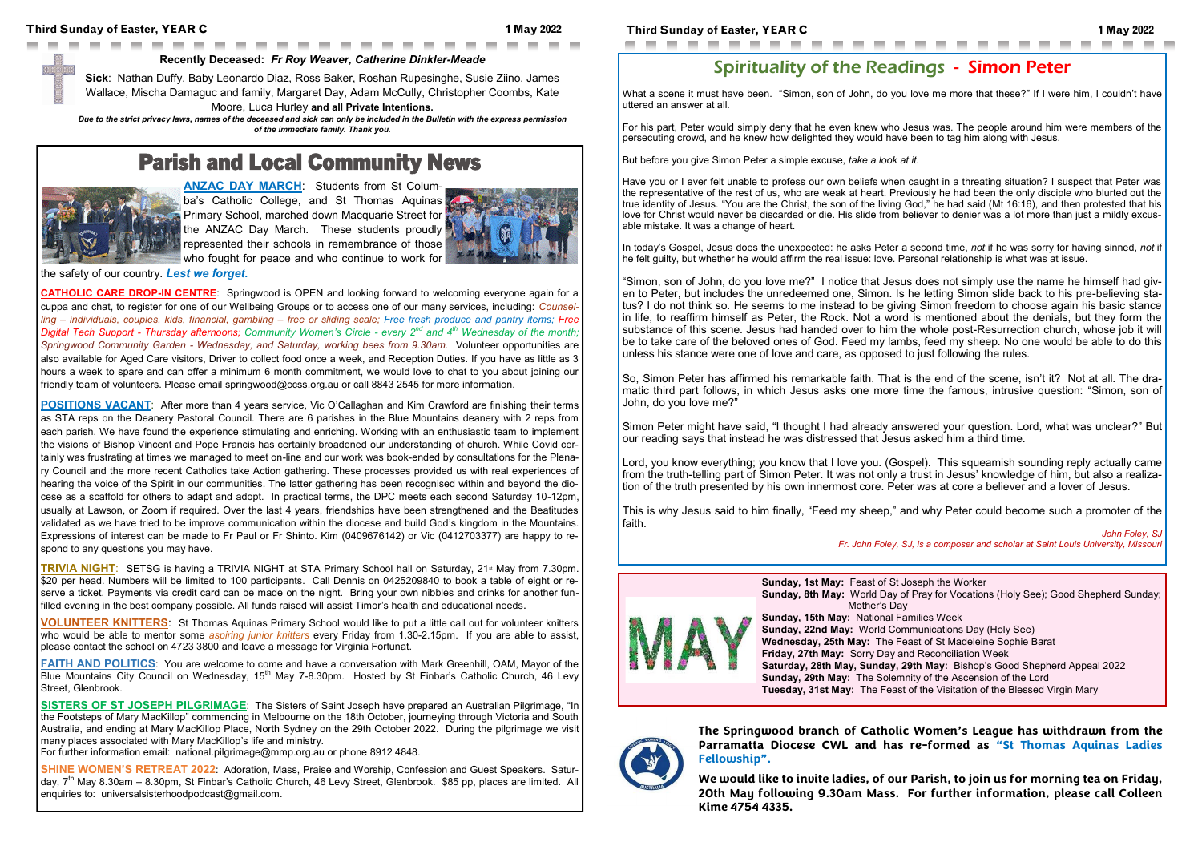**Recently Deceased:** *Fr Roy Weaver, Catherine Dinkler-Meade*

**Sick**: Nathan Duffy, Baby Leonardo Diaz, Ross Baker, Roshan Rupesinghe, Susie Ziino, James Wallace, Mischa Damaguc and family, Margaret Day, Adam McCully, Christopher Coombs, Kate Moore, Luca Hurley **and all Private Intentions.**

***Due to the strict privacy laws, names of the deceased and sick can only be included in the Bulletin with the express permission of the immediate family. Thank you.***

# Parish and Local Community News

**ANZAC DAY MARCH**: Students from St Columba's Catholic College, and St Thomas Aquinas Primary School, marched down Macquarie Street for the ANZAC Day March. These students proudly represented their schools in remembrance of those who fought for peace and who continue to work for the safety of our country. ***Lest we forget.***

**CATHOLIC CARE DROP-IN CENTRE**: Springwood is OPEN and looking forward to welcoming everyone again for a cuppa and chat, to register for one of our Wellbeing Groups or to access one of our many services, including: *Counselling – individuals, couples, kids, financial, gambling – free or sliding scale; Free fresh produce and pantry items; Free Digital Tech Support - Thursday afternoons; Community Women's Circle - every 2nd and 4th Wednesday of the month; Springwood Community Garden - Wednesday, and Saturday, working bees from 9.30am.* Volunteer opportunities are also available for Aged Care visitors, Driver to collect food once a week, and Reception Duties. If you have as little as 3 hours a week to spare and can offer a minimum 6 month commitment, we would love to chat to you about joining our friendly team of volunteers. Please email springwood@ccss.org.au or call 8843 2545 for more information.

**POSITIONS VACANT**: After more than 4 years service, Vic O'Callaghan and Kim Crawford are finishing their terms as STA reps on the Deanery Pastoral Council. There are 6 parishes in the Blue Mountains deanery with 2 reps from each parish. We have found the experience stimulating and enriching. Working with an enthusiastic team to implement the visions of Bishop Vincent and Pope Francis has certainly broadened our understanding of church. While Covid certainly was frustrating at times we managed to meet on-line and our work was book-ended by consultations for the Plenary Council and the more recent Catholics take Action gathering. These processes provided us with real experiences of hearing the voice of the Spirit in our communities. The latter gathering has been recognised within and beyond the diocese as a scaffold for others to adapt and adopt. In practical terms, the DPC meets each second Saturday 10-12pm, usually at Lawson, or Zoom if required. Over the last 4 years, friendships have been strengthened and the Beatitudes validated as we have tried to be improve communication within the diocese and build God's kingdom in the Mountains. Expressions of interest can be made to Fr Paul or Fr Shinto. Kim (0409676142) or Vic (0412703377) are happy to respond to any questions you may have.

**TRIVIA NIGHT**: SETSG is having a TRIVIA NIGHT at STA Primary School hall on Saturday, 21st May from 7.30pm. $20 per head. Numbers will be limited to 100 participants. Call Dennis on 0425209840 to book a table of eight or reserve a ticket. Payments via credit card can be made on the night. Bring your own nibbles and drinks for another fun-filled evening in the best company possible. All funds raised will assist Timor's health and educational needs.

**VOLUNTEER KNITTERS**: St Thomas Aquinas Primary School would like to put a little call out for volunteer knitters who would be able to mentor some *aspiring junior knitters* every Friday from 1.30-2.15pm. If you are able to assist, please contact the school on 4723 3800 and leave a message for Virginia Fortunat.

**FAITH AND POLITICS**: You are welcome to come and have a conversation with Mark Greenhill, OAM, Mayor of the Blue Mountains City Council on Wednesday, 15th May 7-8.30pm. Hosted by St Finbar's Catholic Church, 46 Levy Street, Glenbrook.

**SISTERS OF ST JOSEPH PILGRIMAGE**: The Sisters of Saint Joseph have prepared an Australian Pilgrimage, "In the Footsteps of Mary MacKillop" commencing in Melbourne on the 18th October, journeying through Victoria and South Australia, and ending at Mary MacKillop Place, North Sydney on the 29th October 2022. During the pilgrimage we visit many places associated with Mary MacKillop's life and ministry.
For further information email: national.pilgrimage@mmp.org.au or phone 8912 4848.

**SHINE WOMEN'S RETREAT 2022**: Adoration, Mass, Praise and Worship, Confession and Guest Speakers. Saturday, 7th May 8.30am – 8.30pm, St Finbar's Catholic Church, 46 Levy Street, Glenbrook. $85 pp, places are limited. All enquiries to: universalsisterhoodpodcast@gmail.com.

# Spirituality of the Readings - Simon Peter

What a scene it must have been. "Simon, son of John, do you love me more that these?" If I were him, I couldn't have uttered an answer at all.

For his part, Peter would simply deny that he even knew who Jesus was. The people around him were members of the persecuting crowd, and he knew how delighted they would have been to tag him along with Jesus.

But before you give Simon Peter a simple excuse, *take a look at it.*

Have you or I ever felt unable to profess our own beliefs when caught in a threating situation? I suspect that Peter was the representative of the rest of us, who are weak at heart. Previously he had been the only disciple who blurted out the true identity of Jesus. "You are the Christ, the son of the living God," he had said (Mt 16:16), and then protested that his love for Christ would never be discarded or die. His slide from believer to denier was a lot more than just a mildly excusable mistake. It was a change of heart.

In today's Gospel, Jesus does the unexpected: he asks Peter a second time, *not* if he was sorry for having sinned, *not* if he felt guilty, but whether he would affirm the real issue: love. Personal relationship is what was at issue.

"Simon, son of John, do you love me?" I notice that Jesus does not simply use the name he himself had given to Peter, but includes the unredeemed one, Simon. Is he letting Simon slide back to his pre-believing status? I do not think so. He seems to me instead to be giving Simon freedom to choose again his basic stance in life, to reaffirm himself as Peter, the Rock. Not a word is mentioned about the denials, but they form the substance of this scene. Jesus had handed over to him the whole post-Resurrection church, whose job it will be to take care of the beloved ones of God. Feed my lambs, feed my sheep. No one would be able to do this unless his stance were one of love and care, as opposed to just following the rules.

So, Simon Peter has affirmed his remarkable faith. That is the end of the scene, isn't it? Not at all. The dramatic third part follows, in which Jesus asks one more time the famous, intrusive question: "Simon, son of John, do you love me?"

Simon Peter might have said, "I thought I had already answered your question. Lord, what was unclear?" But our reading says that instead he was distressed that Jesus asked him a third time.

Lord, you know everything; you know that I love you. (Gospel). This squeamish sounding reply actually came from the truth-telling part of Simon Peter. It was not only a trust in Jesus' knowledge of him, but also a realization of the truth presented by his own innermost core. Peter was at core a believer and a lover of Jesus.

This is why Jesus said to him finally, "Feed my sheep," and why Peter could become such a promoter of the faith.

*John Foley, SJ*
*Fr. John Foley, SJ, is a composer and scholar at Saint Louis University, Missouri*

**MAY**

**Sunday, 1st May:** Feast of St Joseph the Worker
**Sunday, 8th May:** World Day of Pray for Vocations (Holy See); Good Shepherd Sunday; Mother's Day
**Sunday, 15th May:** National Families Week
**Sunday, 22nd May:** World Communications Day (Holy See)
**Wednesday, 25th May:** The Feast of St Madeleine Sophie Barat
**Friday, 27th May:** Sorry Day and Reconciliation Week
**Saturday, 28th May, Sunday, 29th May:** Bishop's Good Shepherd Appeal 2022
**Sunday, 29th May:** The Solemnity of the Ascension of the Lord
**Tuesday, 31st May:** The Feast of the Visitation of the Blessed Virgin Mary

**The Springwood branch of Catholic Women's League has withdrawn from the Parramatta Diocese CWL and has re-formed as "St Thomas Aquinas Ladies Fellowship".**

**We would like to invite ladies, of our Parish, to join us for morning tea on Friday, 20th May following 9.30am Mass. For further information, please call Colleen Kime 4754 4335.**